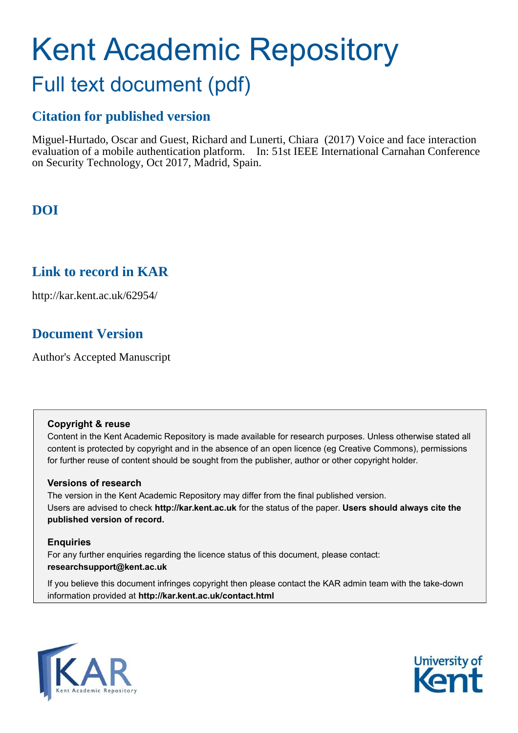# Kent Academic Repository

## Full text document (pdf)

### Citation for published version

Miguel-Hurtado, Oscar and Guest, Richard and Lunerti, Chiara (2017) Voice and face interaction evaluation of a mobile authentication platform. In: 51st IEEE International Carnahan Conference on Security Technology, Oct 2017, Madrid, Spain.

### DOI

### Link to record in KAR

http://kar.kent.ac.uk/62954/

### Document Version

Author's Accepted Manuscript

**Copyright & reuse**

Content in the Kent Academic Repository is made available for research purposes. Unless otherwise stated all content is protected by copyright and in the absence of an open licence (eg Creative Commons), permissions for further reuse of content should be sought from the publisher, author or other copyright holder.

**Versions of research**

The version in the Kent Academic Repository may differ from the final published version. Users are advised to check **http://kar.kent.ac.uk** for the status of the paper. **Users should always cite the published version of record.**

**Enquiries**

For any further enquiries regarding the licence status of this document, please contact: **researchsupport@kent.ac.uk**

If you believe this document infringes copyright then please contact the KAR admin team with the take-down information provided at **http://kar.kent.ac.uk/contact.html**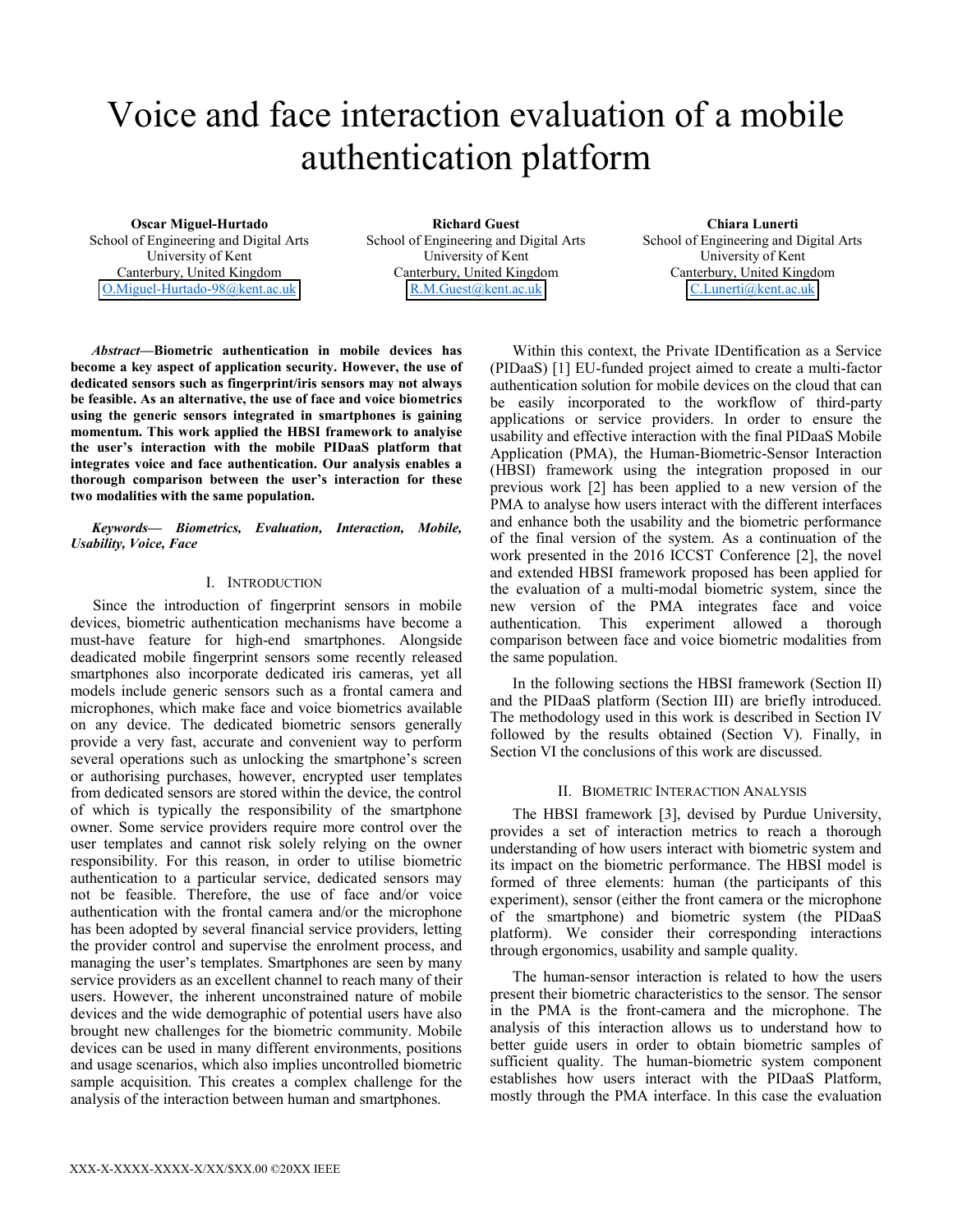# Voice and face interaction evaluation of a mobile authentication platform

**Oscar Miguel-Hurtado**
School of Engineering and Digital Arts
University of Kent
Canterbury, United Kingdom
O.Miguel-Hurtado-98@kent.ac.uk

**Richard Guest**
School of Engineering and Digital Arts
University of Kent
Canterbury, United Kingdom
R.M.Guest@kent.ac.uk

**Chiara Lunerti**
School of Engineering and Digital Arts
University of Kent
Canterbury, United Kingdom
C.Lunerti@kent.ac.uk

***Abstract*—Biometric authentication in mobile devices has become a key aspect of application security. However, the use of dedicated sensors such as fingerprint/iris sensors may not always be feasible. As an alternative, the use of face and voice biometrics using the generic sensors integrated in smartphones is gaining momentum. This work applied the HBSI framework to analyse the user's interaction with the mobile PIDaaS platform that integrates voice and face authentication. Our analysis enables a thorough comparison between the user's interaction for these two modalities with the same population.**

***Keywords—* *Biometrics, Evaluation, Interaction, Mobile, Usability, Voice, Face***

## I. Introduction

Since the introduction of fingerprint sensors in mobile devices, biometric authentication mechanisms have become a must-have feature for high-end smartphones. Alongside deadicated mobile fingerprint sensors some recently released smartphones also incorporate dedicated iris cameras, yet all models include generic sensors such as a frontal camera and microphones, which make face and voice biometrics available on any device. The dedicated biometric sensors generally provide a very fast, accurate and convenient way to perform several operations such as unlocking the smartphone's screen or authorising purchases, however, encrypted user templates from dedicated sensors are stored within the device, the control of which is typically the responsibility of the smartphone owner. Some service providers require more control over the user templates and cannot risk solely relying on the owner responsibility. For this reason, in order to utilise biometric authentication to a particular service, dedicated sensors may not be feasible. Therefore, the use of face and/or voice authentication with the frontal camera and/or the microphone has been adopted by several financial service providers, letting the provider control and supervise the enrolment process, and managing the user's templates. Smartphones are seen by many service providers as an excellent channel to reach many of their users. However, the inherent unconstrained nature of mobile devices and the wide demographic of potential users have also brought new challenges for the biometric community. Mobile devices can be used in many different environments, positions and usage scenarios, which also implies uncontrolled biometric sample acquisition. This creates a complex challenge for the analysis of the interaction between human and smartphones.

Within this context, the Private IDentification as a Service (PIDaaS) [1] EU-funded project aimed to create a multi-factor authentication solution for mobile devices on the cloud that can be easily incorporated to the workflow of third-party applications or service providers. In order to ensure the usability and effective interaction with the final PIDaaS Mobile Application (PMA), the Human-Biometric-Sensor Interaction (HBSI) framework using the integration proposed in our previous work [2] has been applied to a new version of the PMA to analyse how users interact with the different interfaces and enhance both the usability and the biometric performance of the final version of the system. As a continuation of the work presented in the 2016 ICCST Conference [2], the novel and extended HBSI framework proposed has been applied for the evaluation of a multi-modal biometric system, since the new version of the PMA integrates face and voice authentication. This experiment allowed a thorough comparison between face and voice biometric modalities from the same population.

In the following sections the HBSI framework (Section II) and the PIDaaS platform (Section III) are briefly introduced. The methodology used in this work is described in Section IV followed by the results obtained (Section V). Finally, in Section VI the conclusions of this work are discussed.

## II. Biometric Interaction Analysis

The HBSI framework [3], devised by Purdue University, provides a set of interaction metrics to reach a thorough understanding of how users interact with biometric system and its impact on the biometric performance. The HBSI model is formed of three elements: human (the participants of this experiment), sensor (either the front camera or the microphone of the smartphone) and biometric system (the PIDaaS platform). We consider their corresponding interactions through ergonomics, usability and sample quality.

The human-sensor interaction is related to how the users present their biometric characteristics to the sensor. The sensor in the PMA is the front-camera and the microphone. The analysis of this interaction allows us to understand how to better guide users in order to obtain biometric samples of sufficient quality. The human-biometric system component establishes how users interact with the PIDaaS Platform, mostly through the PMA interface. In this case the evaluation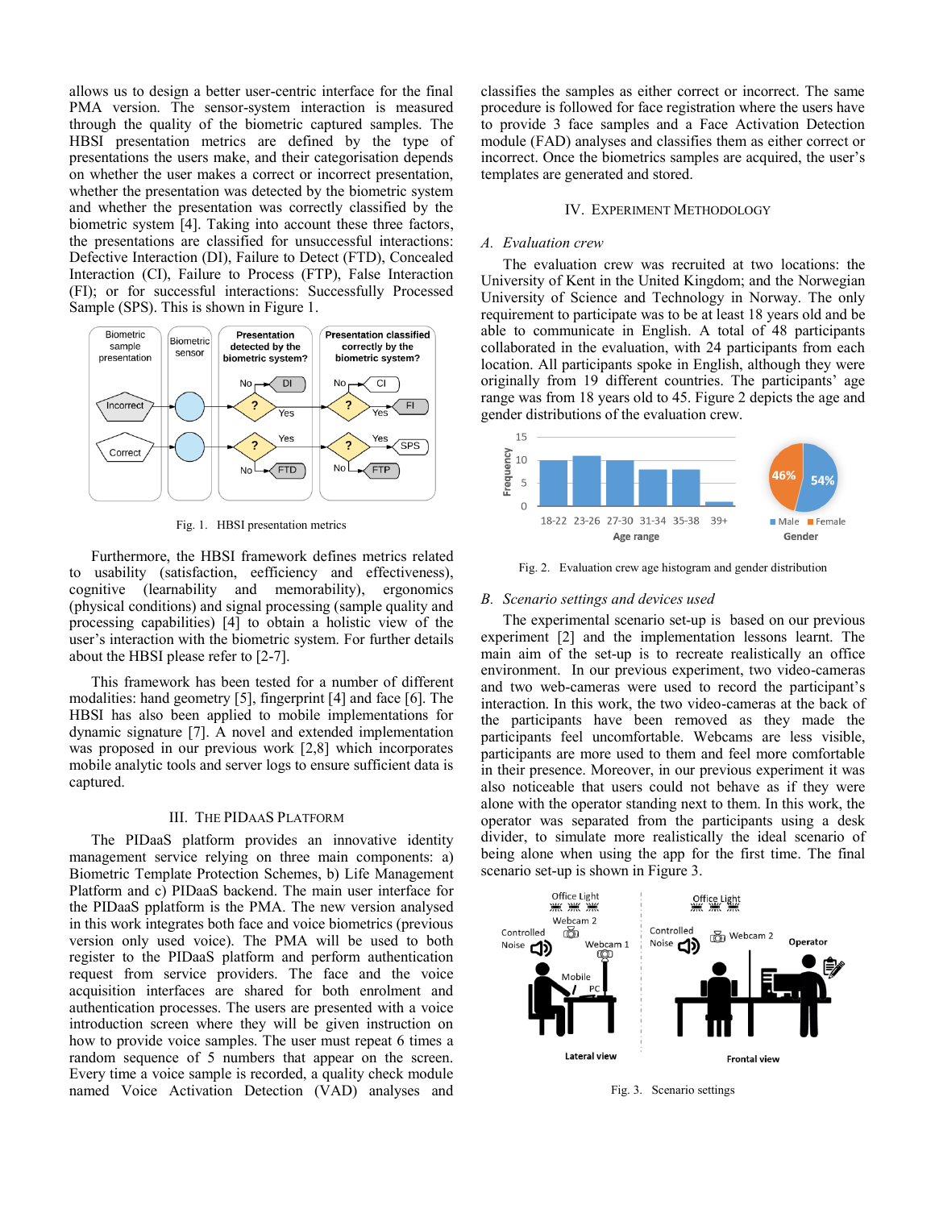allows us to design a better user-centric interface for the final PMA version. The sensor-system interaction is measured through the quality of the biometric captured samples. The HBSI presentation metrics are defined by the type of presentations the users make, and their categorisation depends on whether the user makes a correct or incorrect presentation, whether the presentation was detected by the biometric system and whether the presentation was correctly classified by the biometric system [4]. Taking into account these three factors, the presentations are classified for unsuccessful interactions: Defective Interaction (DI), Failure to Detect (FTD), Concealed Interaction (CI), Failure to Process (FTP), False Interaction (FI); or for successful interactions: Successfully Processed Sample (SPS). This is shown in Figure 1.

Fig. 1. HBSI presentation metrics

Furthermore, the HBSI framework defines metrics related to usability (satisfaction, eefficiency and effectiveness), cognitive (learnability and memorability), ergonomics (physical conditions) and signal processing (sample quality and processing capabilities) [4] to obtain a holistic view of the user's interaction with the biometric system. For further details about the HBSI please refer to [2-7].

This framework has been tested for a number of different modalities: hand geometry [5], fingerprint [4] and face [6]. The HBSI has also been applied to mobile implementations for dynamic signature [7]. A novel and extended implementation was proposed in our previous work [2,8] which incorporates mobile analytic tools and server logs to ensure sufficient data is captured.

## III. The PIDaaS Platform

The PIDaaS platform provides an innovative identity management service relying on three main components: a) Biometric Template Protection Schemes, b) Life Management Platform and c) PIDaaS backend. The main user interface for the PIDaaS pplatform is the PMA. The new version analysed in this work integrates both face and voice biometrics (previous version only used voice). The PMA will be used to both register to the PIDaaS platform and perform authentication request from service providers. The face and the voice acquisition interfaces are shared for both enrolment and authentication processes. The users are presented with a voice introduction screen where they will be given instruction on how to provide voice samples. The user must repeat 6 times a random sequence of 5 numbers that appear on the screen. Every time a voice sample is recorded, a quality check module named Voice Activation Detection (VAD) analyses and classifies the samples as either correct or incorrect. The same procedure is followed for face registration where the users have to provide 3 face samples and a Face Activation Detection module (FAD) analyses and classifies them as either correct or incorrect. Once the biometrics samples are acquired, the user's templates are generated and stored.

## IV. Experiment Methodology

### A. Evaluation crew

The evaluation crew was recruited at two locations: the University of Kent in the United Kingdom; and the Norwegian University of Science and Technology in Norway. The only requirement to participate was to be at least 18 years old and be able to communicate in English. A total of 48 participants collaborated in the evaluation, with 24 participants from each location. All participants spoke in English, although they were originally from 19 different countries. The participants' age range was from 18 years old to 45. Figure 2 depicts the age and gender distributions of the evaluation crew.

Fig. 2. Evaluation crew age histogram and gender distribution

### B. Scenario settings and devices used

The experimental scenario set-up is based on our previous experiment [2] and the implementation lessons learnt. The main aim of the set-up is to recreate realistically an office environment. In our previous experiment, two video-cameras and two web-cameras were used to record the participant's interaction. In this work, the two video-cameras at the back of the participants have been removed as they made the participants feel uncomfortable. Webcams are less visible, participants are more used to them and feel more comfortable in their presence. Moreover, in our previous experiment it was also noticeable that users could not behave as if they were alone with the operator standing next to them. In this work, the operator was separated from the participants using a desk divider, to simulate more realistically the ideal scenario of being alone when using the app for the first time. The final scenario set-up is shown in Figure 3.

Fig. 3. Scenario settings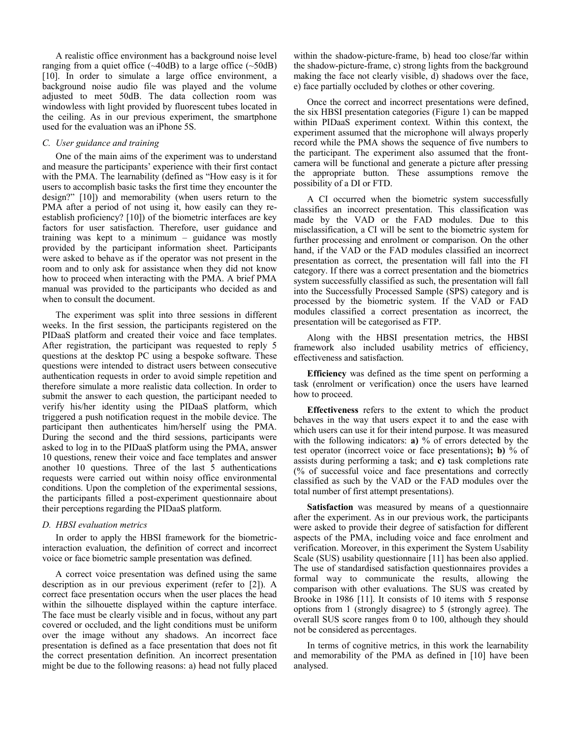A realistic office environment has a background noise level ranging from a quiet office (~40dB) to a large office (~50dB) [10]. In order to simulate a large office environment, a background noise audio file was played and the volume adjusted to meet 50dB. The data collection room was windowless with light provided by fluorescent tubes located in the ceiling. As in our previous experiment, the smartphone used for the evaluation was an iPhone 5S.

### *C. User guidance and training*

One of the main aims of the experiment was to understand and measure the participants' experience with their first contact with the PMA. The learnability (defined as "How easy is it for users to accomplish basic tasks the first time they encounter the design?" [10]) and memorability (when users return to the PMA after a period of not using it, how easily can they re-establish proficiency? [10]) of the biometric interfaces are key factors for user satisfaction. Therefore, user guidance and training was kept to a minimum – guidance was mostly provided by the participant information sheet. Participants were asked to behave as if the operator was not present in the room and to only ask for assistance when they did not know how to proceed when interacting with the PMA. A brief PMA manual was provided to the participants who decided as and when to consult the document.

The experiment was split into three sessions in different weeks. In the first session, the participants registered on the PIDaaS platform and created their voice and face templates. After registration, the participant was requested to reply 5 questions at the desktop PC using a bespoke software. These questions were intended to distract users between consecutive authentication requests in order to avoid simple repetition and therefore simulate a more realistic data collection. In order to submit the answer to each question, the participant needed to verify his/her identity using the PIDaaS platform, which triggered a push notification request in the mobile device. The participant then authenticates him/herself using the PMA. During the second and the third sessions, participants were asked to log in to the PIDaaS platform using the PMA, answer 10 questions, renew their voice and face templates and answer another 10 questions. Three of the last 5 authentications requests were carried out within noisy office environmental conditions. Upon the completion of the experimental sessions, the participants filled a post-experiment questionnaire about their perceptions regarding the PIDaaS platform.

### *D. HBSI evaluation metrics*

In order to apply the HBSI framework for the biometric-interaction evaluation, the definition of correct and incorrect voice or face biometric sample presentation was defined.

A correct voice presentation was defined using the same description as in our previous experiment (refer to [2]). A correct face presentation occurs when the user places the head within the silhouette displayed within the capture interface. The face must be clearly visible and in focus, without any part covered or occluded, and the light conditions must be uniform over the image without any shadows. An incorrect face presentation is defined as a face presentation that does not fit the correct presentation definition. An incorrect presentation might be due to the following reasons: a) head not fully placed within the shadow-picture-frame, b) head too close/far within the shadow-picture-frame, c) strong lights from the background making the face not clearly visible, d) shadows over the face, e) face partially occluded by clothes or other covering.

Once the correct and incorrect presentations were defined, the six HBSI presentation categories (Figure 1) can be mapped within PIDaaS experiment context. Within this context, the experiment assumed that the microphone will always properly record while the PMA shows the sequence of five numbers to the participant. The experiment also assumed that the front-camera will be functional and generate a picture after pressing the appropriate button. These assumptions remove the possibility of a DI or FTD.

A CI occurred when the biometric system successfully classifies an incorrect presentation. This classification was made by the VAD or the FAD modules. Due to this misclassification, a CI will be sent to the biometric system for further processing and enrolment or comparison. On the other hand, if the VAD or the FAD modules classified an incorrect presentation as correct, the presentation will fall into the FI category. If there was a correct presentation and the biometrics system successfully classified as such, the presentation will fall into the Successfully Processed Sample (SPS) category and is processed by the biometric system. If the VAD or FAD modules classified a correct presentation as incorrect, the presentation will be categorised as FTP.

Along with the HBSI presentation metrics, the HBSI framework also included usability metrics of efficiency, effectiveness and satisfaction.

**Efficiency** was defined as the time spent on performing a task (enrolment or verification) once the users have learned how to proceed.

**Effectiveness** refers to the extent to which the product behaves in the way that users expect it to and the ease with which users can use it for their intend purpose. It was measured with the following indicators: **a)** % of errors detected by the test operator (incorrect voice or face presentations)**; b)** % of assists during performing a task; and **c)** task completions rate (% of successful voice and face presentations and correctly classified as such by the VAD or the FAD modules over the total number of first attempt presentations).

**Satisfaction** was measured by means of a questionnaire after the experiment. As in our previous work, the participants were asked to provide their degree of satisfaction for different aspects of the PMA, including voice and face enrolment and verification. Moreover, in this experiment the System Usability Scale (SUS) usability questionnaire [11] has been also applied. The use of standardised satisfaction questionnaires provides a formal way to communicate the results, allowing the comparison with other evaluations. The SUS was created by Brooke in 1986 [11]. It consists of 10 items with 5 response options from 1 (strongly disagree) to 5 (strongly agree). The overall SUS score ranges from 0 to 100, although they should not be considered as percentages.

In terms of cognitive metrics, in this work the learnability and memorability of the PMA as defined in [10] have been analysed.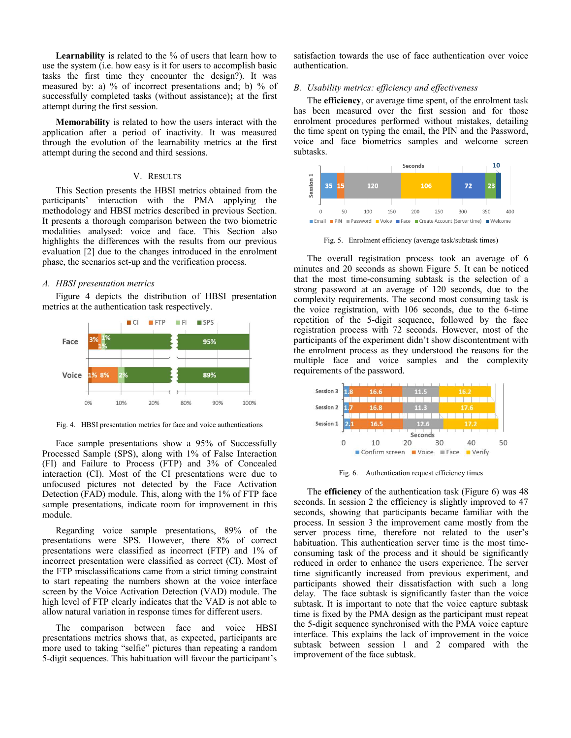**Learnability** is related to the % of users that learn how to use the system (i.e. how easy is it for users to accomplish basic tasks the first time they encounter the design?). It was measured by: a) % of incorrect presentations and; b) % of successfully completed tasks (without assistance)**;** at the first attempt during the first session.

**Memorability** is related to how the users interact with the application after a period of inactivity. It was measured through the evolution of the learnability metrics at the first attempt during the second and third sessions.

## V. Results

This Section presents the HBSI metrics obtained from the participants' interaction with the PMA applying the methodology and HBSI metrics described in previous Section. It presents a thorough comparison between the two biometric modalities analysed: voice and face. This Section also highlights the differences with the results from our previous evaluation [2] due to the changes introduced in the enrolment phase, the scenarios set-up and the verification process.

### A. *HBSI presentation metrics*

Figure 4 depicts the distribution of HBSI presentation metrics at the authentication task respectively.

Fig. 4. HBSI presentation metrics for face and voice authentications

Face sample presentations show a 95% of Successfully Processed Sample (SPS), along with 1% of False Interaction (FI) and Failure to Process (FTP) and 3% of Concealed interaction (CI). Most of the CI presentations were due to unfocused pictures not detected by the Face Activation Detection (FAD) module. This, along with the 1% of FTP face sample presentations, indicate room for improvement in this module.

Regarding voice sample presentations, 89% of the presentations were SPS. However, there 8% of correct presentations were classified as incorrect (FTP) and 1% of incorrect presentation were classified as correct (CI). Most of the FTP misclassifications came from a strict timing constraint to start repeating the numbers shown at the voice interface screen by the Voice Activation Detection (VAD) module. The high level of FTP clearly indicates that the VAD is not able to allow natural variation in response times for different users.

The comparison between face and voice HBSI presentations metrics shows that, as expected, participants are more used to taking "selfie" pictures than repeating a random 5-digit sequences. This habituation will favour the participant's satisfaction towards the use of face authentication over voice authentication.

### B. *Usability metrics: efficiency and effectiveness*

The **efficiency**, or average time spent, of the enrolment task has been measured over the first session and for those enrolment procedures performed without mistakes, detailing the time spent on typing the email, the PIN and the Password, voice and face biometrics samples and welcome screen subtasks.

Fig. 5. Enrolment efficiency (average task/subtask times)

The overall registration process took an average of 6 minutes and 20 seconds as shown Figure 5. It can be noticed that the most time-consuming subtask is the selection of a strong password at an average of 120 seconds, due to the complexity requirements. The second most consuming task is the voice registration, with 106 seconds, due to the 6-time repetition of the 5-digit sequence, followed by the face registration process with 72 seconds. However, most of the participants of the experiment didn't show discontentment with the enrolment process as they understood the reasons for the multiple face and voice samples and the complexity requirements of the password.

Fig. 6. Authentication request efficiency times

The **efficiency** of the authentication task (Figure 6) was 48 seconds. In session 2 the efficiency is slightly improved to 47 seconds, showing that participants became familiar with the process. In session 3 the improvement came mostly from the server process time, therefore not related to the user's habituation. This authentication server time is the most time-consuming task of the process and it should be significantly reduced in order to enhance the users experience. The server time significantly increased from previous experiment, and participants showed their dissatisfaction with such a long delay. The face subtask is significantly faster than the voice subtask. It is important to note that the voice capture subtask time is fixed by the PMA design as the participant must repeat the 5-digit sequence synchronised with the PMA voice capture interface. This explains the lack of improvement in the voice subtask between session 1 and 2 compared with the improvement of the face subtask.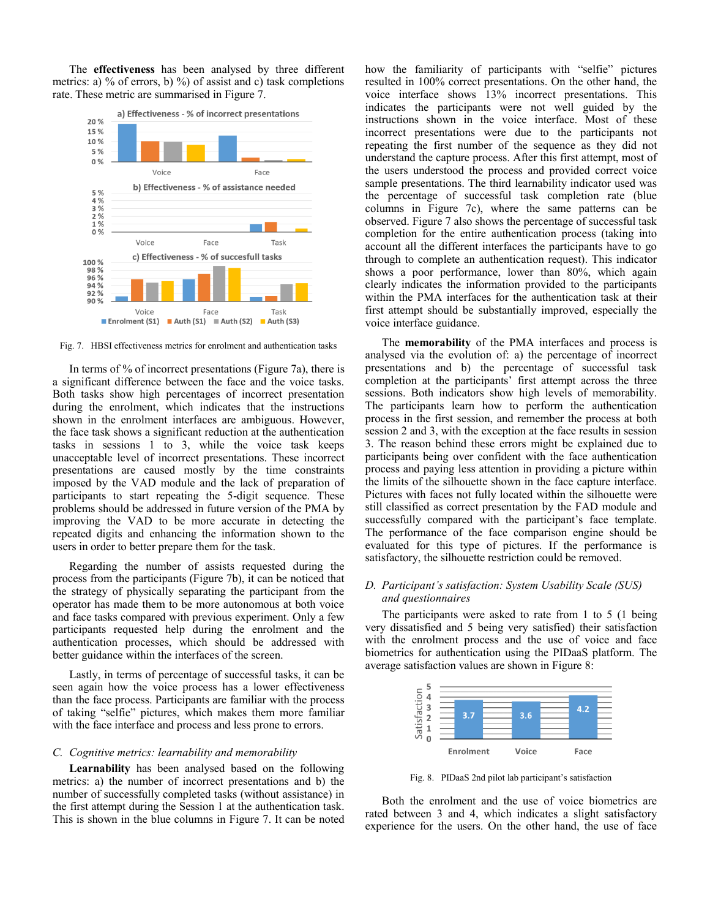The **effectiveness** has been analysed by three different metrics: a) % of errors, b) %) of assist and c) task completions rate. These metric are summarised in Figure 7.

Fig. 7. HBSI effectiveness metrics for enrolment and authentication tasks

In terms of % of incorrect presentations (Figure 7a), there is a significant difference between the face and the voice tasks. Both tasks show high percentages of incorrect presentation during the enrolment, which indicates that the instructions shown in the enrolment interfaces are ambiguous. However, the face task shows a significant reduction at the authentication tasks in sessions 1 to 3, while the voice task keeps unacceptable level of incorrect presentations. These incorrect presentations are caused mostly by the time constraints imposed by the VAD module and the lack of preparation of participants to start repeating the 5-digit sequence. These problems should be addressed in future version of the PMA by improving the VAD to be more accurate in detecting the repeated digits and enhancing the information shown to the users in order to better prepare them for the task.

Regarding the number of assists requested during the process from the participants (Figure 7b), it can be noticed that the strategy of physically separating the participant from the operator has made them to be more autonomous at both voice and face tasks compared with previous experiment. Only a few participants requested help during the enrolment and the authentication processes, which should be addressed with better guidance within the interfaces of the screen.

Lastly, in terms of percentage of successful tasks, it can be seen again how the voice process has a lower effectiveness than the face process. Participants are familiar with the process of taking "selfie" pictures, which makes them more familiar with the face interface and process and less prone to errors.

## C. *Cognitive metrics: learnability and memorability*

**Learnability** has been analysed based on the following metrics: a) the number of incorrect presentations and b) the number of successfully completed tasks (without assistance) in the first attempt during the Session 1 at the authentication task. This is shown in the blue columns in Figure 7. It can be noted how the familiarity of participants with "selfie" pictures resulted in 100% correct presentations. On the other hand, the voice interface shows 13% incorrect presentations. This indicates the participants were not well guided by the instructions shown in the voice interface. Most of these incorrect presentations were due to the participants not repeating the first number of the sequence as they did not understand the capture process. After this first attempt, most of the users understood the process and provided correct voice sample presentations. The third learnability indicator used was the percentage of successful task completion rate (blue columns in Figure 7c), where the same patterns can be observed. Figure 7 also shows the percentage of successful task completion for the entire authentication process (taking into account all the different interfaces the participants have to go through to complete an authentication request). This indicator shows a poor performance, lower than 80%, which again clearly indicates the information provided to the participants within the PMA interfaces for the authentication task at their first attempt should be substantially improved, especially the voice interface guidance.

The **memorability** of the PMA interfaces and process is analysed via the evolution of: a) the percentage of incorrect presentations and b) the percentage of successful task completion at the participants' first attempt across the three sessions. Both indicators show high levels of memorability. The participants learn how to perform the authentication process in the first session, and remember the process at both session 2 and 3, with the exception at the face results in session 3. The reason behind these errors might be explained due to participants being over confident with the face authentication process and paying less attention in providing a picture within the limits of the silhouette shown in the face capture interface. Pictures with faces not fully located within the silhouette were still classified as correct presentation by the FAD module and successfully compared with the participant's face template. The performance of the face comparison engine should be evaluated for this type of pictures. If the performance is satisfactory, the silhouette restriction could be removed.

## D. *Participant's satisfaction: System Usability Scale (SUS) and questionnaires*

The participants were asked to rate from 1 to 5 (1 being very dissatisfied and 5 being very satisfied) their satisfaction with the enrolment process and the use of voice and face biometrics for authentication using the PIDaaS platform. The average satisfaction values are shown in Figure 8:

Fig. 8. PIDaaS 2nd pilot lab participant's satisfaction

Both the enrolment and the use of voice biometrics are rated between 3 and 4, which indicates a slight satisfactory experience for the users. On the other hand, the use of face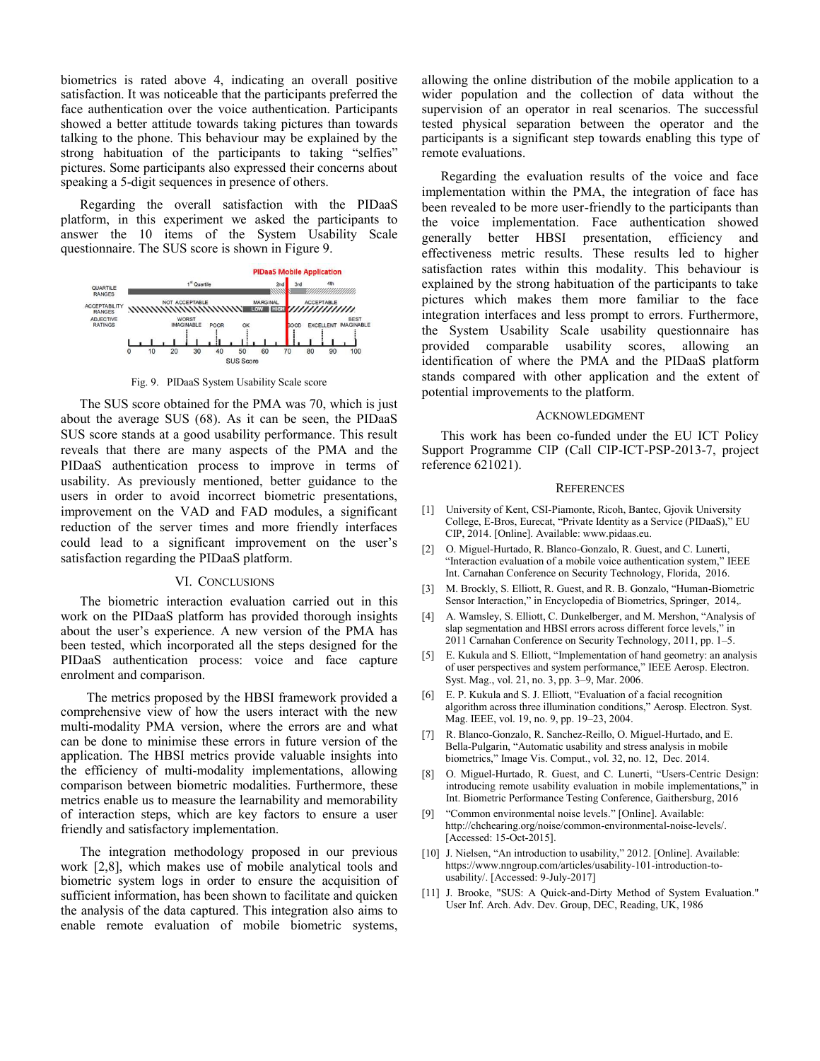biometrics is rated above 4, indicating an overall positive satisfaction. It was noticeable that the participants preferred the face authentication over the voice authentication. Participants showed a better attitude towards taking pictures than towards talking to the phone. This behaviour may be explained by the strong habituation of the participants to taking "selfies" pictures. Some participants also expressed their concerns about speaking a 5-digit sequences in presence of others.

Regarding the overall satisfaction with the PIDaaS platform, in this experiment we asked the participants to answer the 10 items of the System Usability Scale questionnaire. The SUS score is shown in Figure 9.

PIDaaS Mobile Application

QUARTILE RANGES: 1st Quartile, 2nd, 3rd, 4th

ACCEPTABILITY RANGES: NOT ACCEPTABLE, MARGINAL (LOW, HIGH), ACCEPTABLE

ADJECTIVE RATINGS: WORST IMAGINABLE, POOR, OK, GOOD, EXCELLENT, BEST IMAGINABLE

0 10 20 30 40 50 60 70 80 90 100

SUS Score

Fig. 9. PIDaaS System Usability Scale score

The SUS score obtained for the PMA was 70, which is just about the average SUS (68). As it can be seen, the PIDaaS SUS score stands at a good usability performance. This result reveals that there are many aspects of the PMA and the PIDaaS authentication process to improve in terms of usability. As previously mentioned, better guidance to the users in order to avoid incorrect biometric presentations, improvement on the VAD and FAD modules, a significant reduction of the server times and more friendly interfaces could lead to a significant improvement on the user's satisfaction regarding the PIDaaS platform.

## VI. Conclusions

The biometric interaction evaluation carried out in this work on the PIDaaS platform has provided thorough insights about the user's experience. A new version of the PMA has been tested, which incorporated all the steps designed for the PIDaaS authentication process: voice and face capture enrolment and comparison.

The metrics proposed by the HBSI framework provided a comprehensive view of how the users interact with the new multi-modality PMA version, where the errors are and what can be done to minimise these errors in future version of the application. The HBSI metrics provide valuable insights into the efficiency of multi-modality implementations, allowing comparison between biometric modalities. Furthermore, these metrics enable us to measure the learnability and memorability of interaction steps, which are key factors to ensure a user friendly and satisfactory implementation.

The integration methodology proposed in our previous work [2,8], which makes use of mobile analytical tools and biometric system logs in order to ensure the acquisition of sufficient information, has been shown to facilitate and quicken the analysis of the data captured. This integration also aims to enable remote evaluation of mobile biometric systems, allowing the online distribution of the mobile application to a wider population and the collection of data without the supervision of an operator in real scenarios. The successful tested physical separation between the operator and the participants is a significant step towards enabling this type of remote evaluations.

Regarding the evaluation results of the voice and face implementation within the PMA, the integration of face has been revealed to be more user-friendly to the participants than the voice implementation. Face authentication showed generally better HBSI presentation, efficiency and effectiveness metric results. These results led to higher satisfaction rates within this modality. This behaviour is explained by the strong habituation of the participants to take pictures which makes them more familiar to the face integration interfaces and less prompt to errors. Furthermore, the System Usability Scale usability questionnaire has provided comparable usability scores, allowing an identification of where the PMA and the PIDaaS platform stands compared with other application and the extent of potential improvements to the platform.

## Acknowledgment

This work has been co-funded under the EU ICT Policy Support Programme CIP (Call CIP-ICT-PSP-2013-7, project reference 621021).

## References

[1] University of Kent, CSI-Piamonte, Ricoh, Bantec, Gjovik University College, E-Bros, Eurecat, "Private Identity as a Service (PIDaaS)," EU CIP, 2014. [Online]. Available: www.pidaas.eu.

[2] O. Miguel-Hurtado, R. Blanco-Gonzalo, R. Guest, and C. Lunerti, "Interaction evaluation of a mobile voice authentication system," IEEE Int. Carnahan Conference on Security Technology, Florida, 2016.

[3] M. Brockly, S. Elliott, R. Guest, and R. B. Gonzalo, "Human-Biometric Sensor Interaction," in Encyclopedia of Biometrics, Springer, 2014,.

[4] A. Wamsley, S. Elliott, C. Dunkelberger, and M. Mershon, "Analysis of slap segmentation and HBSI errors across different force levels," in 2011 Carnahan Conference on Security Technology, 2011, pp. 1–5.

[5] E. Kukula and S. Elliott, "Implementation of hand geometry: an analysis of user perspectives and system performance," IEEE Aerosp. Electron. Syst. Mag., vol. 21, no. 3, pp. 3–9, Mar. 2006.

[6] E. P. Kukula and S. J. Elliott, "Evaluation of a facial recognition algorithm across three illumination conditions," Aerosp. Electron. Syst. Mag. IEEE, vol. 19, no. 9, pp. 19–23, 2004.

[7] R. Blanco-Gonzalo, R. Sanchez-Reillo, O. Miguel-Hurtado, and E. Bella-Pulgarin, "Automatic usability and stress analysis in mobile biometrics," Image Vis. Comput., vol. 32, no. 12, Dec. 2014.

[8] O. Miguel-Hurtado, R. Guest, and C. Lunerti, "Users-Centric Design: introducing remote usability evaluation in mobile implementations," in Int. Biometric Performance Testing Conference, Gaithersburg, 2016

[9] "Common environmental noise levels." [Online]. Available: http://chchearing.org/noise/common-environmental-noise-levels/. [Accessed: 15-Oct-2015].

[10] J. Nielsen, "An introduction to usability," 2012. [Online]. Available: https://www.nngroup.com/articles/usability-101-introduction-to-usability/. [Accessed: 9-July-2017]

[11] J. Brooke, "SUS: A Quick-and-Dirty Method of System Evaluation." User Inf. Arch. Adv. Dev. Group, DEC, Reading, UK, 1986